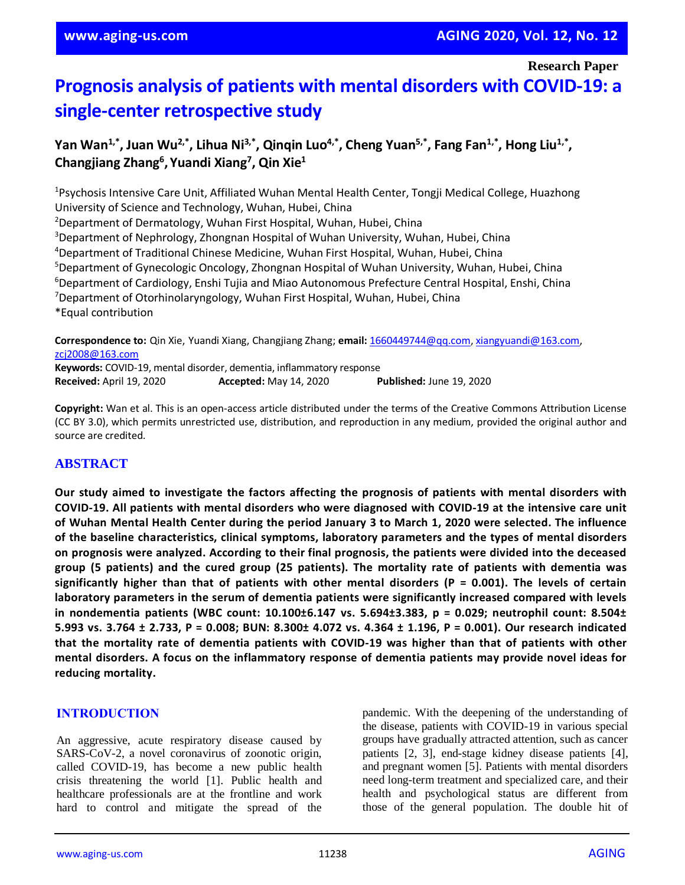**Research Paper**

# Prognosis analysis of patients with mental disorders with COVID-19: a single-center retrospective study

**Yan Wan[1,*], Juan Wu[2,*], Lihua Ni[3,*], Qinqin Luo[4,*], Cheng Yuan[5,*], Fang Fan[1,*], Hong Liu[1,*], Changjiang Zhang[6], Yuandi Xiang[7], Qin Xie[1]**

[1]Psychosis Intensive Care Unit, Affiliated Wuhan Mental Health Center, Tongji Medical College, Huazhong University of Science and Technology, Wuhan, Hubei, China
[2]Department of Dermatology, Wuhan First Hospital, Wuhan, Hubei, China
[3]Department of Nephrology, Zhongnan Hospital of Wuhan University, Wuhan, Hubei, China
[4]Department of Traditional Chinese Medicine, Wuhan First Hospital, Wuhan, Hubei, China
[5]Department of Gynecologic Oncology, Zhongnan Hospital of Wuhan University, Wuhan, Hubei, China
[6]Department of Cardiology, Enshi Tujia and Miao Autonomous Prefecture Central Hospital, Enshi, China
[7]Department of Otorhinolaryngology, Wuhan First Hospital, Wuhan, Hubei, China
*Equal contribution

**Correspondence to:** Qin Xie, Yuandi Xiang, Changjiang Zhang; **email:** 1660449744@qq.com, xiangyuandi@163.com, zcj2008@163.com
**Keywords:** COVID-19, mental disorder, dementia, inflammatory response
**Received:** April 19, 2020 **Accepted:** May 14, 2020 **Published:** June 19, 2020

**Copyright:** Wan et al. This is an open-access article distributed under the terms of the Creative Commons Attribution License (CC BY 3.0), which permits unrestricted use, distribution, and reproduction in any medium, provided the original author and source are credited.

## ABSTRACT

**Our study aimed to investigate the factors affecting the prognosis of patients with mental disorders with COVID-19. All patients with mental disorders who were diagnosed with COVID-19 at the intensive care unit of Wuhan Mental Health Center during the period January 3 to March 1, 2020 were selected. The influence of the baseline characteristics, clinical symptoms, laboratory parameters and the types of mental disorders on prognosis were analyzed. According to their final prognosis, the patients were divided into the deceased group (5 patients) and the cured group (25 patients). The mortality rate of patients with dementia was significantly higher than that of patients with other mental disorders (P = 0.001). The levels of certain laboratory parameters in the serum of dementia patients were significantly increased compared with levels in nondementia patients (WBC count: 10.100±6.147 vs. 5.694±3.383, p = 0.029; neutrophil count: 8.504± 5.993 vs. 3.764 ± 2.733, P = 0.008; BUN: 8.300± 4.072 vs. 4.364 ± 1.196, P = 0.001). Our research indicated that the mortality rate of dementia patients with COVID-19 was higher than that of patients with other mental disorders. A focus on the inflammatory response of dementia patients may provide novel ideas for reducing mortality.**

## INTRODUCTION

An aggressive, acute respiratory disease caused by SARS-CoV-2, a novel coronavirus of zoonotic origin, called COVID-19, has become a new public health crisis threatening the world [1]. Public health and healthcare professionals are at the frontline and work hard to control and mitigate the spread of the pandemic. With the deepening of the understanding of the disease, patients with COVID-19 in various special groups have gradually attracted attention, such as cancer patients [2, 3], end-stage kidney disease patients [4], and pregnant women [5]. Patients with mental disorders need long-term treatment and specialized care, and their health and psychological status are different from those of the general population. The double hit of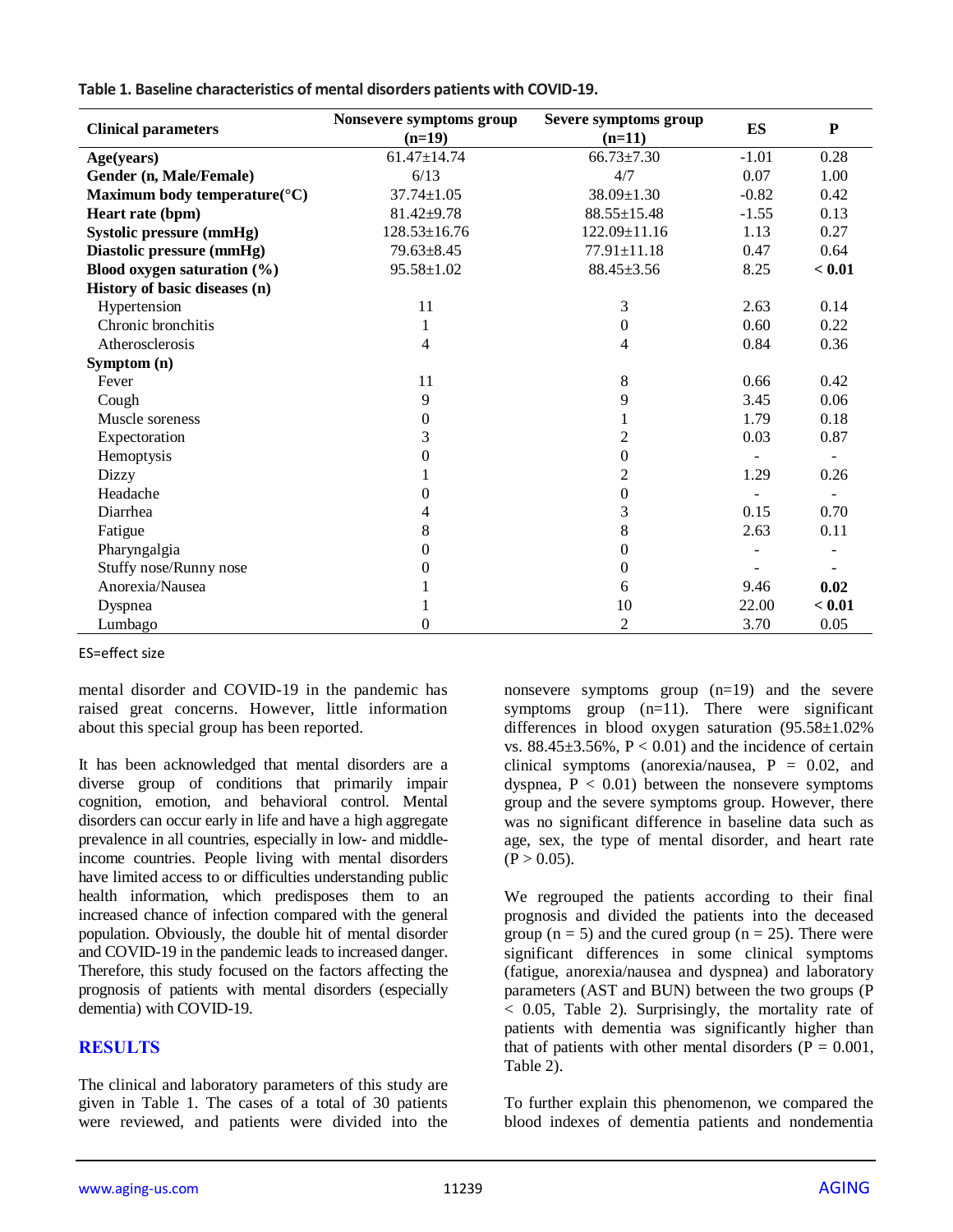**Table 1. Baseline characteristics of mental disorders patients with COVID-19.**

| Clinical parameters | Nonsevere symptoms group (n=19) | Severe symptoms group (n=11) | ES | P |
|---|---|---|---|---|
| **Age(years)** | 61.47±14.74 | 66.73±7.30 | -1.01 | 0.28 |
| **Gender (n, Male/Female)** | 6/13 | 4/7 | 0.07 | 1.00 |
| **Maximum body temperature(°C)** | 37.74±1.05 | 38.09±1.30 | -0.82 | 0.42 |
| **Heart rate (bpm)** | 81.42±9.78 | 88.55±15.48 | -1.55 | 0.13 |
| **Systolic pressure (mmHg)** | 128.53±16.76 | 122.09±11.16 | 1.13 | 0.27 |
| **Diastolic pressure (mmHg)** | 79.63±8.45 | 77.91±11.18 | 0.47 | 0.64 |
| **Blood oxygen saturation (%)** | 95.58±1.02 | 88.45±3.56 | 8.25 | **< 0.01** |
| **History of basic diseases (n)** | | | | |
| Hypertension | 11 | 3 | 2.63 | 0.14 |
| Chronic bronchitis | 1 | 0 | 0.60 | 0.22 |
| Atherosclerosis | 4 | 4 | 0.84 | 0.36 |
| **Symptom (n)** | | | | |
| Fever | 11 | 8 | 0.66 | 0.42 |
| Cough | 9 | 9 | 3.45 | 0.06 |
| Muscle soreness | 0 | 1 | 1.79 | 0.18 |
| Expectoration | 3 | 2 | 0.03 | 0.87 |
| Hemoptysis | 0 | 0 | - | - |
| Dizzy | 1 | 2 | 1.29 | 0.26 |
| Headache | 0 | 0 | - | - |
| Diarrhea | 4 | 3 | 0.15 | 0.70 |
| Fatigue | 8 | 8 | 2.63 | 0.11 |
| Pharyngalgia | 0 | 0 | - | - |
| Stuffy nose/Runny nose | 0 | 0 | - | - |
| Anorexia/Nausea | 1 | 6 | 9.46 | **0.02** |
| Dyspnea | 1 | 10 | 22.00 | **< 0.01** |
| Lumbago | 0 | 2 | 3.70 | 0.05 |

ES=effect size

mental disorder and COVID-19 in the pandemic has raised great concerns. However, little information about this special group has been reported.

It has been acknowledged that mental disorders are a diverse group of conditions that primarily impair cognition, emotion, and behavioral control. Mental disorders can occur early in life and have a high aggregate prevalence in all countries, especially in low- and middle-income countries. People living with mental disorders have limited access to or difficulties understanding public health information, which predisposes them to an increased chance of infection compared with the general population. Obviously, the double hit of mental disorder and COVID-19 in the pandemic leads to increased danger. Therefore, this study focused on the factors affecting the prognosis of patients with mental disorders (especially dementia) with COVID-19.

## RESULTS

The clinical and laboratory parameters of this study are given in Table 1. The cases of a total of 30 patients were reviewed, and patients were divided into the nonsevere symptoms group (n=19) and the severe symptoms group (n=11). There were significant differences in blood oxygen saturation (95.58±1.02% vs. 88.45±3.56%, $P < 0.01$) and the incidence of certain clinical symptoms (anorexia/nausea, $P = 0.02$, and dyspnea, $P < 0.01$) between the nonsevere symptoms group and the severe symptoms group. However, there was no significant difference in baseline data such as age, sex, the type of mental disorder, and heart rate ($P > 0.05$).

We regrouped the patients according to their final prognosis and divided the patients into the deceased group ($n = 5$) and the cured group ($n = 25$). There were significant differences in some clinical symptoms (fatigue, anorexia/nausea and dyspnea) and laboratory parameters (AST and BUN) between the two groups ($P < 0.05$, Table 2). Surprisingly, the mortality rate of patients with dementia was significantly higher than that of patients with other mental disorders ($P = 0.001$, Table 2).

To further explain this phenomenon, we compared the blood indexes of dementia patients and nondementia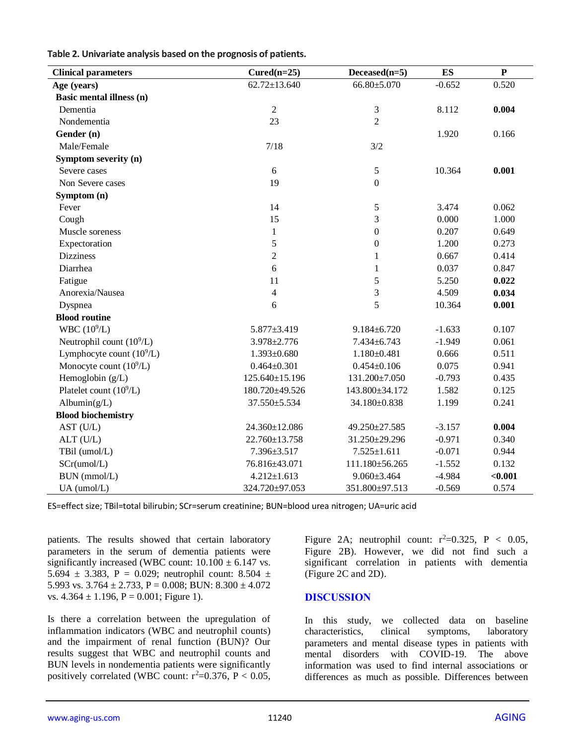**Table 2. Univariate analysis based on the prognosis of patients.**

| Clinical parameters | Cured(n=25) | Deceased(n=5) | ES | P |
|---|---|---|---|---|
| **Age (years)** | 62.72±13.640 | 66.80±5.070 | -0.652 | 0.520 |
| **Basic mental illness (n)** | | | | |
| Dementia | 2 | 3 | 8.112 | **0.004** |
| Nondementia | 23 | 2 | | |
| **Gender (n)** | | | 1.920 | 0.166 |
| Male/Female | 7/18 | 3/2 | | |
| **Symptom severity (n)** | | | | |
| Severe cases | 6 | 5 | 10.364 | **0.001** |
| Non Severe cases | 19 | 0 | | |
| **Symptom (n)** | | | | |
| Fever | 14 | 5 | 3.474 | 0.062 |
| Cough | 15 | 3 | 0.000 | 1.000 |
| Muscle soreness | 1 | 0 | 0.207 | 0.649 |
| Expectoration | 5 | 0 | 1.200 | 0.273 |
| Dizziness | 2 | 1 | 0.667 | 0.414 |
| Diarrhea | 6 | 1 | 0.037 | 0.847 |
| Fatigue | 11 | 5 | 5.250 | **0.022** |
| Anorexia/Nausea | 4 | 3 | 4.509 | **0.034** |
| Dyspnea | 6 | 5 | 10.364 | **0.001** |
| **Blood routine** | | | | |
| WBC ($10^9$/L) | 5.877±3.419 | 9.184±6.720 | -1.633 | 0.107 |
| Neutrophil count ($10^9$/L) | 3.978±2.776 | 7.434±6.743 | -1.949 | 0.061 |
| Lymphocyte count ($10^9$/L) | 1.393±0.680 | 1.180±0.481 | 0.666 | 0.511 |
| Monocyte count ($10^9$/L) | 0.464±0.301 | 0.454±0.106 | 0.075 | 0.941 |
| Hemoglobin (g/L) | 125.640±15.196 | 131.200±7.050 | -0.793 | 0.435 |
| Platelet count ($10^9$/L) | 180.720±49.526 | 143.800±34.172 | 1.582 | 0.125 |
| Albumin(g/L) | 37.550±5.534 | 34.180±0.838 | 1.199 | 0.241 |
| **Blood biochemistry** | | | | |
| AST (U/L) | 24.360±12.086 | 49.250±27.585 | -3.157 | **0.004** |
| ALT (U/L) | 22.760±13.758 | 31.250±29.296 | -0.971 | 0.340 |
| TBil (umol/L) | 7.396±3.517 | 7.525±1.611 | -0.071 | 0.944 |
| SCr(umol/L) | 76.816±43.071 | 111.180±56.265 | -1.552 | 0.132 |
| BUN (mmol/L) | 4.212±1.613 | 9.060±3.464 | -4.984 | **<0.001** |
| UA (umol/L) | 324.720±97.053 | 351.800±97.513 | -0.569 | 0.574 |

ES=effect size; TBil=total bilirubin; SCr=serum creatinine; BUN=blood urea nitrogen; UA=uric acid

patients. The results showed that certain laboratory parameters in the serum of dementia patients were significantly increased (WBC count: 10.100 ± 6.147 vs. 5.694 ± 3.383, P = 0.029; neutrophil count: 8.504 ± 5.993 vs. 3.764 ± 2.733, P = 0.008; BUN: 8.300 ± 4.072 vs. 4.364 ± 1.196, P = 0.001; Figure 1).

Is there a correlation between the upregulation of inflammation indicators (WBC and neutrophil counts) and the impairment of renal function (BUN)? Our results suggest that WBC and neutrophil counts and BUN levels in nondementia patients were significantly positively correlated (WBC count: $r^2$=0.376, $P < 0.05$, Figure 2A; neutrophil count: $r^2$=0.325, $P < 0.05$, Figure 2B). However, we did not find such a significant correlation in patients with dementia (Figure 2C and 2D).

## DISCUSSION

In this study, we collected data on baseline characteristics, clinical symptoms, laboratory parameters and mental disease types in patients with mental disorders with COVID-19. The above information was used to find internal associations or differences as much as possible. Differences between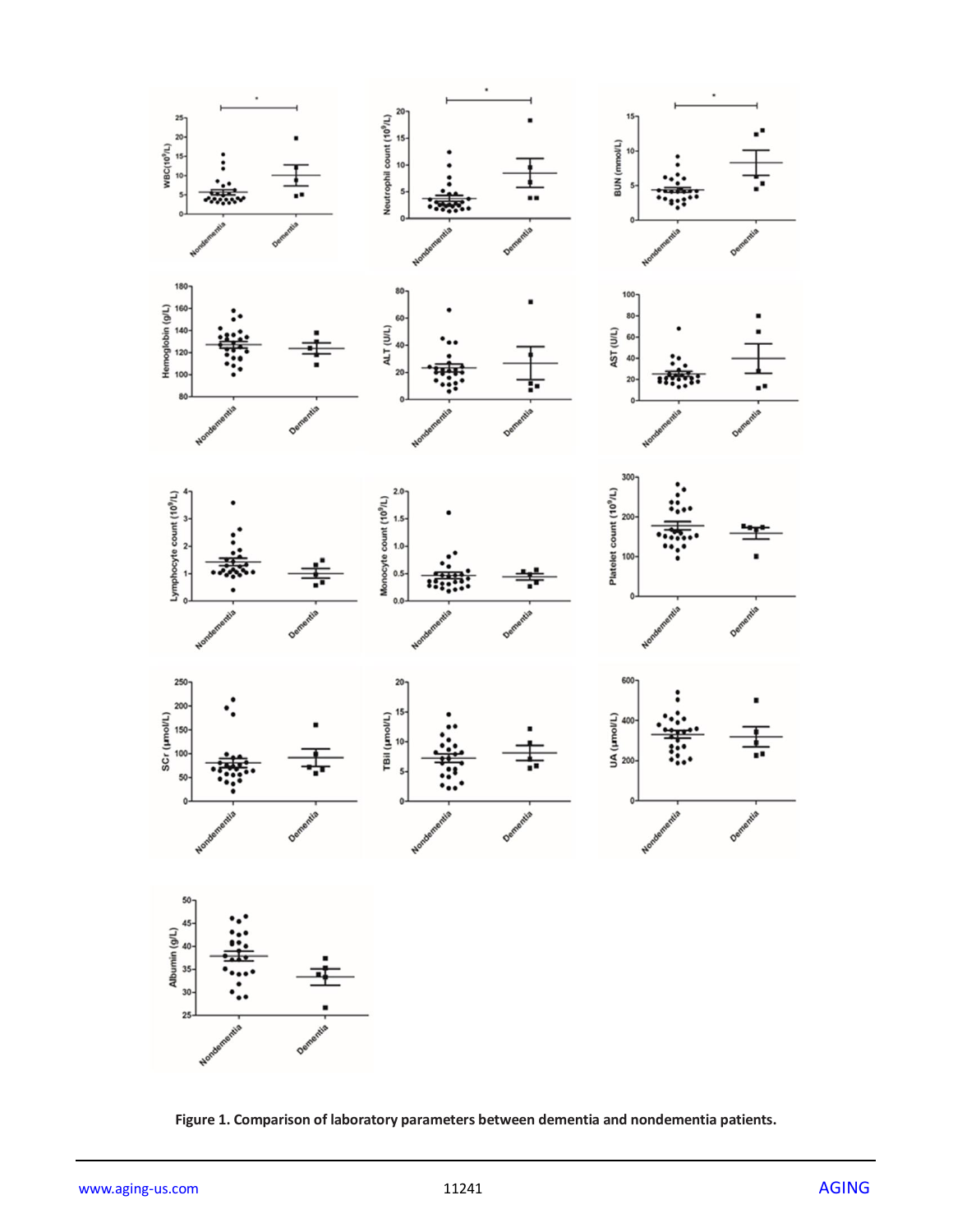**Figure 1. Comparison of laboratory parameters between dementia and nondementia patients.**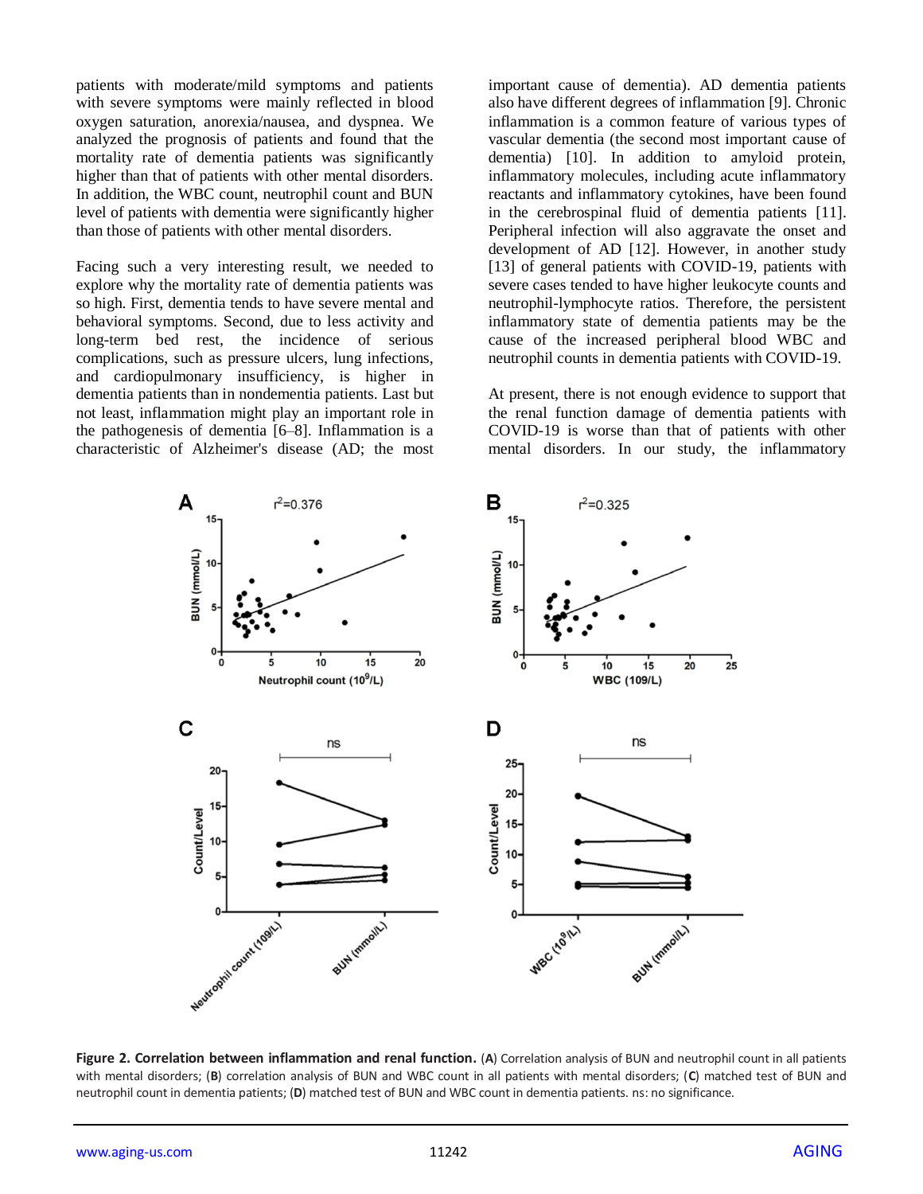patients with moderate/mild symptoms and patients with severe symptoms were mainly reflected in blood oxygen saturation, anorexia/nausea, and dyspnea. We analyzed the prognosis of patients and found that the mortality rate of dementia patients was significantly higher than that of patients with other mental disorders. In addition, the WBC count, neutrophil count and BUN level of patients with dementia were significantly higher than those of patients with other mental disorders.

Facing such a very interesting result, we needed to explore why the mortality rate of dementia patients was so high. First, dementia tends to have severe mental and behavioral symptoms. Second, due to less activity and long-term bed rest, the incidence of serious complications, such as pressure ulcers, lung infections, and cardiopulmonary insufficiency, is higher in dementia patients than in nondementia patients. Last but not least, inflammation might play an important role in the pathogenesis of dementia [6–8]. Inflammation is a characteristic of Alzheimer's disease (AD; the most important cause of dementia). AD dementia patients also have different degrees of inflammation [9]. Chronic inflammation is a common feature of various types of vascular dementia (the second most important cause of dementia) [10]. In addition to amyloid protein, inflammatory molecules, including acute inflammatory reactants and inflammatory cytokines, have been found in the cerebrospinal fluid of dementia patients [11]. Peripheral infection will also aggravate the onset and development of AD [12]. However, in another study [13] of general patients with COVID-19, patients with severe cases tended to have higher leukocyte counts and neutrophil-lymphocyte ratios. Therefore, the persistent inflammatory state of dementia patients may be the cause of the increased peripheral blood WBC and neutrophil counts in dementia patients with COVID-19.

At present, there is not enough evidence to support that the renal function damage of dementia patients with COVID-19 is worse than that of patients with other mental disorders. In our study, the inflammatory

**Figure 2. Correlation between inflammation and renal function.** (**A**) Correlation analysis of BUN and neutrophil count in all patients with mental disorders; (**B**) correlation analysis of BUN and WBC count in all patients with mental disorders; (**C**) matched test of BUN and neutrophil count in dementia patients; (**D**) matched test of BUN and WBC count in dementia patients. ns: no significance.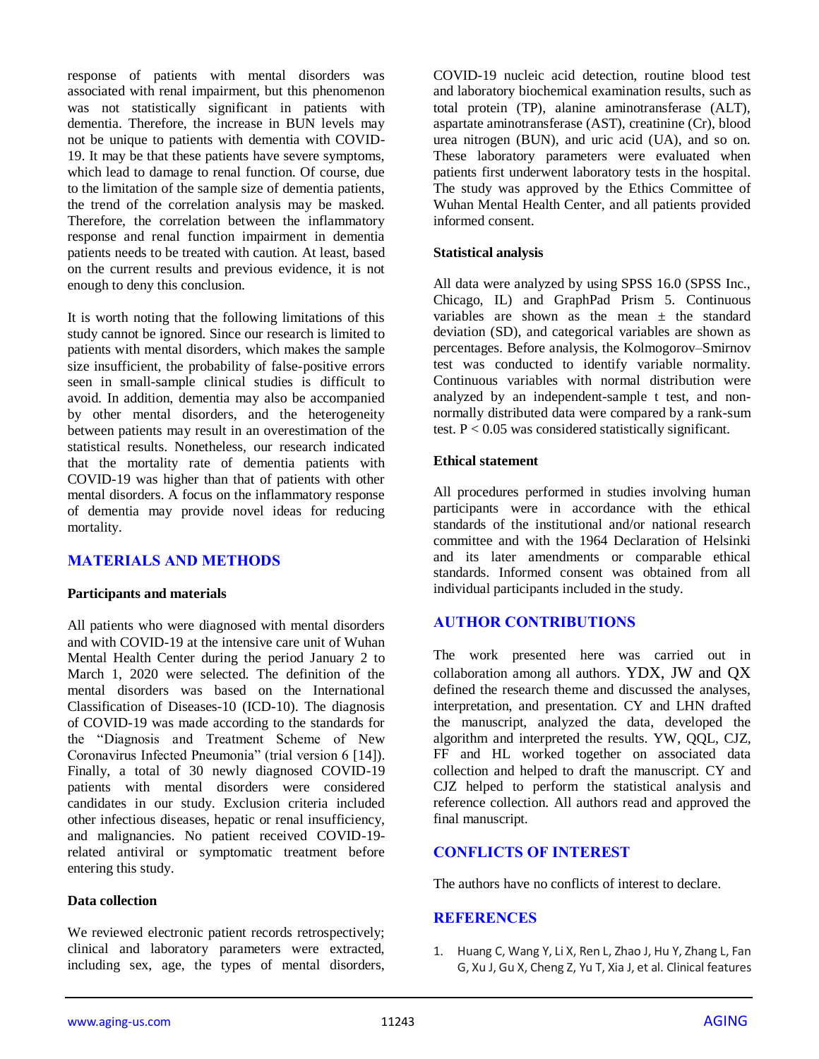response of patients with mental disorders was associated with renal impairment, but this phenomenon was not statistically significant in patients with dementia. Therefore, the increase in BUN levels may not be unique to patients with dementia with COVID-19. It may be that these patients have severe symptoms, which lead to damage to renal function. Of course, due to the limitation of the sample size of dementia patients, the trend of the correlation analysis may be masked. Therefore, the correlation between the inflammatory response and renal function impairment in dementia patients needs to be treated with caution. At least, based on the current results and previous evidence, it is not enough to deny this conclusion.

It is worth noting that the following limitations of this study cannot be ignored. Since our research is limited to patients with mental disorders, which makes the sample size insufficient, the probability of false-positive errors seen in small-sample clinical studies is difficult to avoid. In addition, dementia may also be accompanied by other mental disorders, and the heterogeneity between patients may result in an overestimation of the statistical results. Nonetheless, our research indicated that the mortality rate of dementia patients with COVID-19 was higher than that of patients with other mental disorders. A focus on the inflammatory response of dementia may provide novel ideas for reducing mortality.

## MATERIALS AND METHODS

### Participants and materials

All patients who were diagnosed with mental disorders and with COVID-19 at the intensive care unit of Wuhan Mental Health Center during the period January 2 to March 1, 2020 were selected. The definition of the mental disorders was based on the International Classification of Diseases-10 (ICD-10). The diagnosis of COVID-19 was made according to the standards for the "Diagnosis and Treatment Scheme of New Coronavirus Infected Pneumonia" (trial version 6 [14]). Finally, a total of 30 newly diagnosed COVID-19 patients with mental disorders were considered candidates in our study. Exclusion criteria included other infectious diseases, hepatic or renal insufficiency, and malignancies. No patient received COVID-19-related antiviral or symptomatic treatment before entering this study.

### Data collection

We reviewed electronic patient records retrospectively; clinical and laboratory parameters were extracted, including sex, age, the types of mental disorders, COVID-19 nucleic acid detection, routine blood test and laboratory biochemical examination results, such as total protein (TP), alanine aminotransferase (ALT), aspartate aminotransferase (AST), creatinine (Cr), blood urea nitrogen (BUN), and uric acid (UA), and so on. These laboratory parameters were evaluated when patients first underwent laboratory tests in the hospital. The study was approved by the Ethics Committee of Wuhan Mental Health Center, and all patients provided informed consent.

### Statistical analysis

All data were analyzed by using SPSS 16.0 (SPSS Inc., Chicago, IL) and GraphPad Prism 5. Continuous variables are shown as the mean ± the standard deviation (SD), and categorical variables are shown as percentages. Before analysis, the Kolmogorov–Smirnov test was conducted to identify variable normality. Continuous variables with normal distribution were analyzed by an independent-sample t test, and non-normally distributed data were compared by a rank-sum test. $P < 0.05$ was considered statistically significant.

### Ethical statement

All procedures performed in studies involving human participants were in accordance with the ethical standards of the institutional and/or national research committee and with the 1964 Declaration of Helsinki and its later amendments or comparable ethical standards. Informed consent was obtained from all individual participants included in the study.

## AUTHOR CONTRIBUTIONS

The work presented here was carried out in collaboration among all authors. YDX, JW and QX defined the research theme and discussed the analyses, interpretation, and presentation. CY and LHN drafted the manuscript, analyzed the data, developed the algorithm and interpreted the results. YW, QQL, CJZ, FF and HL worked together on associated data collection and helped to draft the manuscript. CY and CJZ helped to perform the statistical analysis and reference collection. All authors read and approved the final manuscript.

## CONFLICTS OF INTEREST

The authors have no conflicts of interest to declare.

## REFERENCES

1. Huang C, Wang Y, Li X, Ren L, Zhao J, Hu Y, Zhang L, Fan G, Xu J, Gu X, Cheng Z, Yu T, Xia J, et al. Clinical features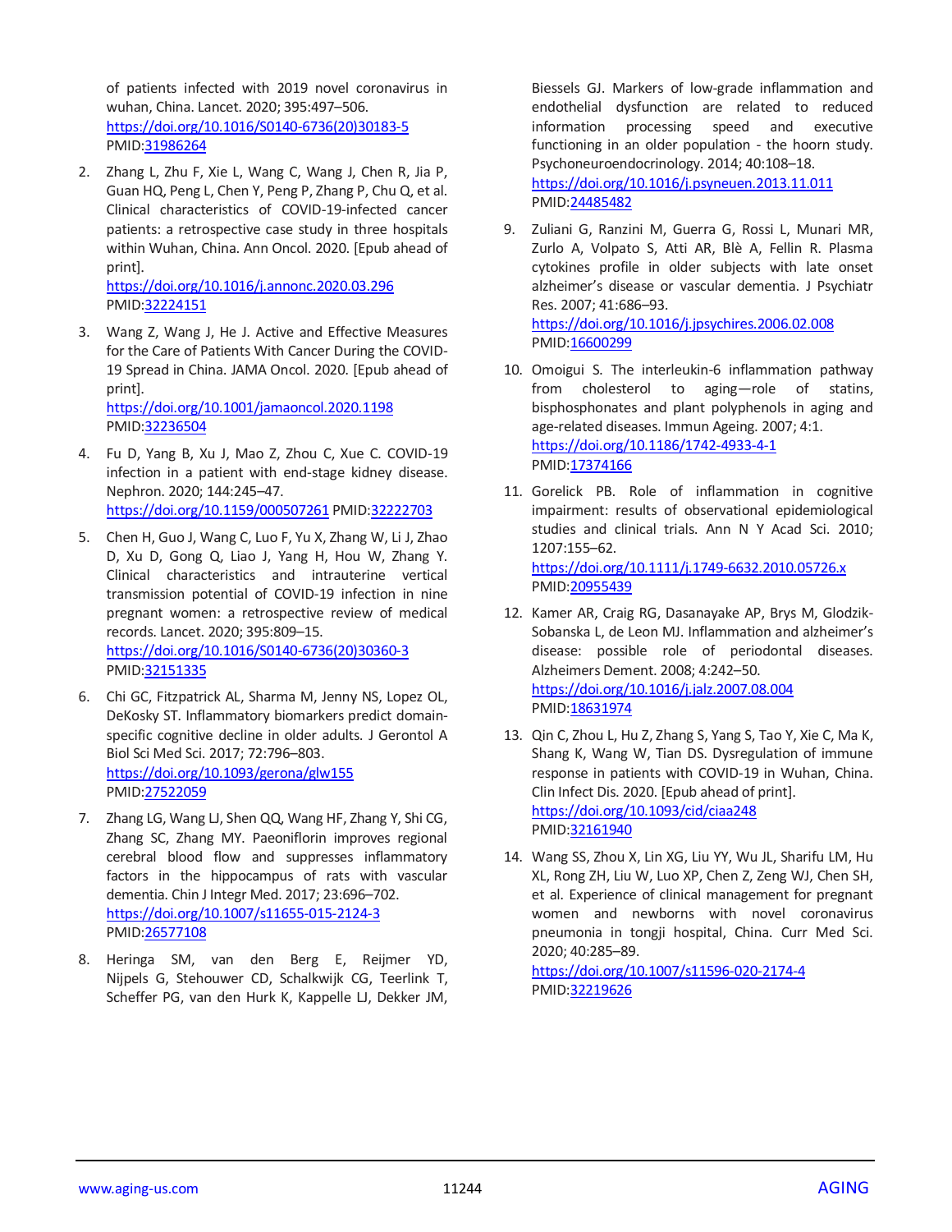of patients infected with 2019 novel coronavirus in wuhan, China. Lancet. 2020; 395:497–506. https://doi.org/10.1016/S0140-6736(20)30183-5 PMID:31986264

2. Zhang L, Zhu F, Xie L, Wang C, Wang J, Chen R, Jia P, Guan HQ, Peng L, Chen Y, Peng P, Zhang P, Chu Q, et al. Clinical characteristics of COVID-19-infected cancer patients: a retrospective case study in three hospitals within Wuhan, China. Ann Oncol. 2020. [Epub ahead of print]. https://doi.org/10.1016/j.annonc.2020.03.296 PMID:32224151

3. Wang Z, Wang J, He J. Active and Effective Measures for the Care of Patients With Cancer During the COVID-19 Spread in China. JAMA Oncol. 2020. [Epub ahead of print]. https://doi.org/10.1001/jamaoncol.2020.1198 PMID:32236504

4. Fu D, Yang B, Xu J, Mao Z, Zhou C, Xue C. COVID-19 infection in a patient with end-stage kidney disease. Nephron. 2020; 144:245–47. https://doi.org/10.1159/000507261 PMID:32222703

5. Chen H, Guo J, Wang C, Luo F, Yu X, Zhang W, Li J, Zhao D, Xu D, Gong Q, Liao J, Yang H, Hou W, Zhang Y. Clinical characteristics and intrauterine vertical transmission potential of COVID-19 infection in nine pregnant women: a retrospective review of medical records. Lancet. 2020; 395:809–15. https://doi.org/10.1016/S0140-6736(20)30360-3 PMID:32151335

6. Chi GC, Fitzpatrick AL, Sharma M, Jenny NS, Lopez OL, DeKosky ST. Inflammatory biomarkers predict domain-specific cognitive decline in older adults. J Gerontol A Biol Sci Med Sci. 2017; 72:796–803. https://doi.org/10.1093/gerona/glw155 PMID:27522059

7. Zhang LG, Wang LJ, Shen QQ, Wang HF, Zhang Y, Shi CG, Zhang SC, Zhang MY. Paeoniflorin improves regional cerebral blood flow and suppresses inflammatory factors in the hippocampus of rats with vascular dementia. Chin J Integr Med. 2017; 23:696–702. https://doi.org/10.1007/s11655-015-2124-3 PMID:26577108

8. Heringa SM, van den Berg E, Reijmer YD, Nijpels G, Stehouwer CD, Schalkwijk CG, Teerlink T, Scheffer PG, van den Hurk K, Kappelle LJ, Dekker JM, Biessels GJ. Markers of low-grade inflammation and endothelial dysfunction are related to reduced information processing speed and executive functioning in an older population - the hoorn study. Psychoneuroendocrinology. 2014; 40:108–18. https://doi.org/10.1016/j.psyneuen.2013.11.011 PMID:24485482

9. Zuliani G, Ranzini M, Guerra G, Rossi L, Munari MR, Zurlo A, Volpato S, Atti AR, Blè A, Fellin R. Plasma cytokines profile in older subjects with late onset alzheimer's disease or vascular dementia. J Psychiatr Res. 2007; 41:686–93. https://doi.org/10.1016/j.jpsychires.2006.02.008 PMID:16600299

10. Omoigui S. The interleukin-6 inflammation pathway from cholesterol to aging—role of statins, bisphosphonates and plant polyphenols in aging and age-related diseases. Immun Ageing. 2007; 4:1. https://doi.org/10.1186/1742-4933-4-1 PMID:17374166

11. Gorelick PB. Role of inflammation in cognitive impairment: results of observational epidemiological studies and clinical trials. Ann N Y Acad Sci. 2010; 1207:155–62. https://doi.org/10.1111/j.1749-6632.2010.05726.x PMID:20955439

12. Kamer AR, Craig RG, Dasanayake AP, Brys M, Glodzik-Sobanska L, de Leon MJ. Inflammation and alzheimer's disease: possible role of periodontal diseases. Alzheimers Dement. 2008; 4:242–50. https://doi.org/10.1016/j.jalz.2007.08.004 PMID:18631974

13. Qin C, Zhou L, Hu Z, Zhang S, Yang S, Tao Y, Xie C, Ma K, Shang K, Wang W, Tian DS. Dysregulation of immune response in patients with COVID-19 in Wuhan, China. Clin Infect Dis. 2020. [Epub ahead of print]. https://doi.org/10.1093/cid/ciaa248 PMID:32161940

14. Wang SS, Zhou X, Lin XG, Liu YY, Wu JL, Sharifu LM, Hu XL, Rong ZH, Liu W, Luo XP, Chen Z, Zeng WJ, Chen SH, et al. Experience of clinical management for pregnant women and newborns with novel coronavirus pneumonia in tongji hospital, China. Curr Med Sci. 2020; 40:285–89. https://doi.org/10.1007/s11596-020-2174-4 PMID:32219626